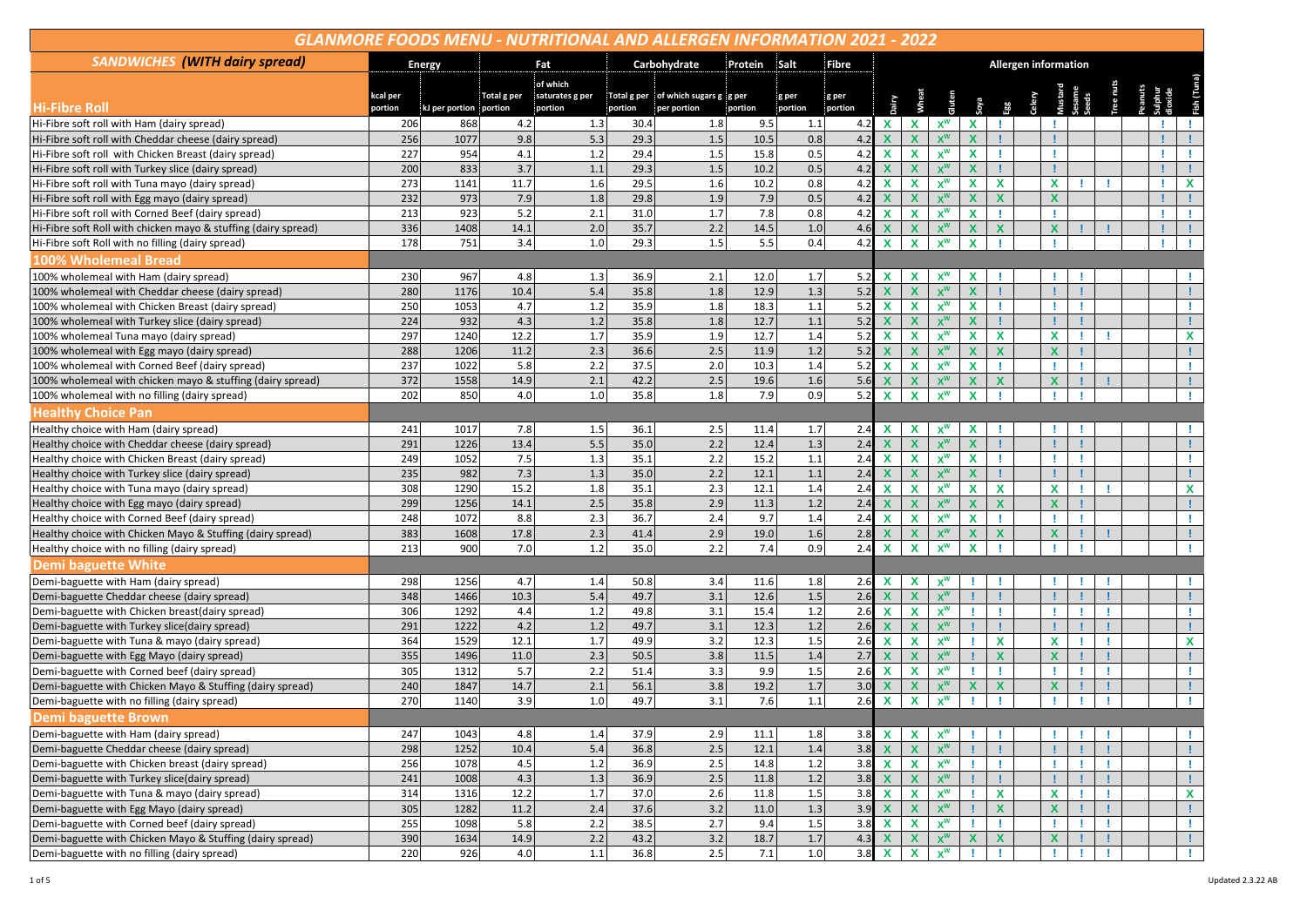# GLANMORE FOODS MENU - NUTRITIONAL AND ALLERGEN INFORMATION 2021 - 2022

## SANDWICHES (WITH dairy spread)

| | Energy | | Fat | | Carbohydrate | | Protein | Salt | Fibre | Allergen information | | | | | | | | | | | |
|---|---|---|---|---|---|---|---|---|---|---|---|---|---|---|---|---|---|---|---|---|---|
| **Hi-Fibre Roll** | kcal per portion | kJ per portion | Total g per portion | of which saturates g per portion | Total g per portion | of which sugars g per portion | g per portion | g per portion | g per portion | Dairy | Wheat | Gluten | Soya | Egg | Celery | Mustard | Sesame Seeds | Tree nuts | Peanuts | Sulphur dioxide | Fish (Tuna) |
| Hi-Fibre soft roll with Ham (dairy spread) | 206 | 868 | 4.2 | 1.3 | 30.4 | 1.8 | 9.5 | 1.1 | 4.2 | X | X | $X^W$ | X | ! | | ! | | | | ! | ! |
| Hi-Fibre soft roll with Cheddar cheese (dairy spread) | 256 | 1077 | 9.8 | 5.3 | 29.3 | 1.5 | 10.5 | 0.8 | 4.2 | X | X | $X^W$ | X | ! | | ! | | | | ! | ! |
| Hi-Fibre soft roll with Chicken Breast (dairy spread) | 227 | 954 | 4.1 | 1.2 | 29.4 | 1.5 | 15.8 | 0.5 | 4.2 | X | X | $X^W$ | X | ! | | ! | | | | ! | ! |
| Hi-Fibre soft roll with Turkey slice (dairy spread) | 200 | 833 | 3.7 | 1.1 | 29.3 | 1.5 | 10.2 | 0.5 | 4.2 | X | X | $X^W$ | X | ! | | ! | | | | ! | ! |
| Hi-Fibre soft roll with Tuna mayo (dairy spread) | 273 | 1141 | 11.7 | 1.6 | 29.5 | 1.6 | 10.2 | 0.8 | 4.2 | X | X | $X^W$ | X | X | | X | ! | ! | | ! | X |
| Hi-Fibre soft roll with Egg mayo (dairy spread) | 232 | 973 | 7.9 | 1.8 | 29.8 | 1.9 | 7.9 | 0.5 | 4.2 | X | X | $X^W$ | X | X | | X | | | | ! | ! |
| Hi-Fibre soft roll with Corned Beef (dairy spread) | 213 | 923 | 5.2 | 2.1 | 31.0 | 1.7 | 7.8 | 0.8 | 4.2 | X | X | $X^W$ | X | ! | | ! | | | | ! | ! |
| Hi-Fibre soft Roll with chicken mayo & stuffing (dairy spread) | 336 | 1408 | 14.1 | 2.0 | 35.7 | 2.2 | 14.5 | 1.0 | 4.6 | X | X | $X^W$ | X | X | | X | ! | ! | | ! | ! |
| Hi-Fibre soft Roll with no filling (dairy spread) | 178 | 751 | 3.4 | 1.0 | 29.3 | 1.5 | 5.5 | 0.4 | 4.2 | X | X | $X^W$ | X | ! | | ! | | | | ! | ! |
| **100% Wholemeal Bread** | | | | | | | | | | | | | | | | | | | | | |
| 100% wholemeal with Ham (dairy spread) | 230 | 967 | 4.8 | 1.3 | 36.9 | 2.1 | 12.0 | 1.7 | 5.2 | X | X | $X^W$ | X | ! | | ! | ! | | | | ! |
| 100% wholemeal with Cheddar cheese (dairy spread) | 280 | 1176 | 10.4 | 5.4 | 35.8 | 1.8 | 12.9 | 1.3 | 5.2 | X | X | $X^W$ | X | ! | | ! | ! | | | | ! |
| 100% wholemeal with Chicken Breast (dairy spread) | 250 | 1053 | 4.7 | 1.2 | 35.9 | 1.8 | 18.3 | 1.1 | 5.2 | X | X | $X^W$ | X | ! | | ! | ! | | | | ! |
| 100% wholemeal with Turkey slice (dairy spread) | 224 | 932 | 4.3 | 1.2 | 35.8 | 1.8 | 12.7 | 1.1 | 5.2 | X | X | $X^W$ | X | ! | | ! | ! | | | | ! |
| 100% wholemeal Tuna mayo (dairy spread) | 297 | 1240 | 12.2 | 1.7 | 35.9 | 1.9 | 12.7 | 1.4 | 5.2 | X | X | $X^W$ | X | X | | X | ! | ! | | | X |
| 100% wholemeal with Egg mayo (dairy spread) | 288 | 1206 | 11.2 | 2.3 | 36.6 | 2.5 | 11.9 | 1.2 | 5.2 | X | X | $X^W$ | X | X | | X | ! | | | | ! |
| 100% wholemeal with Corned Beef (dairy spread) | 237 | 1022 | 5.8 | 2.2 | 37.5 | 2.0 | 10.3 | 1.4 | 5.2 | X | X | $X^W$ | X | ! | | ! | ! | | | | ! |
| 100% wholemeal with chicken mayo & stuffing (dairy spread) | 372 | 1558 | 14.9 | 2.1 | 42.2 | 2.5 | 19.6 | 1.6 | 5.6 | X | X | $X^W$ | X | X | | X | ! | ! | | | ! |
| 100% wholemeal with no filling (dairy spread) | 202 | 850 | 4.0 | 1.0 | 35.8 | 1.8 | 7.9 | 0.9 | 5.2 | X | X | $X^W$ | X | ! | | ! | ! | | | | ! |
| **Healthy Choice Pan** | | | | | | | | | | | | | | | | | | | | | |
| Healthy choice with Ham (dairy spread) | 241 | 1017 | 7.8 | 1.5 | 36.1 | 2.5 | 11.4 | 1.7 | 2.4 | X | X | $X^W$ | X | ! | | ! | ! | | | | ! |
| Healthy choice with Cheddar cheese (dairy spread) | 291 | 1226 | 13.4 | 5.5 | 35.0 | 2.2 | 12.4 | 1.3 | 2.4 | X | X | $X^W$ | X | ! | | ! | ! | | | | ! |
| Healthy choice with Chicken Breast (dairy spread) | 249 | 1052 | 7.5 | 1.3 | 35.1 | 2.2 | 15.2 | 1.1 | 2.4 | X | X | $X^W$ | X | ! | | ! | ! | | | | ! |
| Healthy choice with Turkey slice (dairy spread) | 235 | 982 | 7.3 | 1.3 | 35.0 | 2.2 | 12.1 | 1.1 | 2.4 | X | X | $X^W$ | X | ! | | ! | ! | | | | ! |
| Healthy choice with Tuna mayo (dairy spread) | 308 | 1290 | 15.2 | 1.8 | 35.1 | 2.3 | 12.1 | 1.4 | 2.4 | X | X | $X^W$ | X | X | | X | ! | ! | | | X |
| Healthy choice with Egg mayo (dairy spread) | 299 | 1256 | 14.1 | 2.5 | 35.8 | 2.9 | 11.3 | 1.2 | 2.4 | X | X | $X^W$ | X | X | | X | ! | | | | ! |
| Healthy choice with Corned Beef (dairy spread) | 248 | 1072 | 8.8 | 2.3 | 36.7 | 2.4 | 9.7 | 1.4 | 2.4 | X | X | $X^W$ | X | ! | | ! | ! | | | | ! |
| Healthy choice with Chicken Mayo & Stuffing (dairy spread) | 383 | 1608 | 17.8 | 2.3 | 41.4 | 2.9 | 19.0 | 1.6 | 2.8 | X | X | $X^W$ | X | X | | X | ! | ! | | | ! |
| Healthy choice with no filling (dairy spread) | 213 | 900 | 7.0 | 1.2 | 35.0 | 2.2 | 7.4 | 0.9 | 2.4 | X | X | $X^W$ | X | ! | | ! | ! | | | | ! |
| **Demi baguette White** | | | | | | | | | | | | | | | | | | | | | |
| Demi-baguette with Ham (dairy spread) | 298 | 1256 | 4.7 | 1.4 | 50.8 | 3.4 | 11.6 | 1.8 | 2.6 | X | X | $X^W$ | ! | ! | | ! | ! | ! | | | ! |
| Demi-baguette Cheddar cheese (dairy spread) | 348 | 1466 | 10.3 | 5.4 | 49.7 | 3.1 | 12.6 | 1.5 | 2.6 | X | X | $X^W$ | ! | ! | | ! | ! | ! | | | ! |
| Demi-baguette with Chicken breast(dairy spread) | 306 | 1292 | 4.4 | 1.2 | 49.8 | 3.1 | 15.4 | 1.2 | 2.6 | X | X | $X^W$ | ! | ! | | ! | ! | ! | | | ! |
| Demi-baguette with Turkey slice(dairy spread) | 291 | 1222 | 4.2 | 1.2 | 49.7 | 3.1 | 12.3 | 1.2 | 2.6 | X | X | $X^W$ | ! | ! | | ! | ! | ! | | | ! |
| Demi-baguette with Tuna & mayo (dairy spread) | 364 | 1529 | 12.1 | 1.7 | 49.9 | 3.2 | 12.3 | 1.5 | 2.6 | X | X | $X^W$ | ! | X | | X | ! | ! | | | X |
| Demi-baguette with Egg Mayo (dairy spread) | 355 | 1496 | 11.0 | 2.3 | 50.5 | 3.8 | 11.5 | 1.4 | 2.7 | X | X | $X^W$ | ! | X | | X | ! | ! | | | ! |
| Demi-baguette with Corned beef (dairy spread) | 305 | 1312 | 5.7 | 2.2 | 51.4 | 3.3 | 9.9 | 1.5 | 2.6 | X | X | $X^W$ | ! | ! | | ! | ! | ! | | | ! |
| Demi-baguette with Chicken Mayo & Stuffing (dairy spread) | 240 | 1847 | 14.7 | 2.1 | 56.1 | 3.8 | 19.2 | 1.7 | 3.0 | X | X | $X^W$ | X | X | | X | ! | ! | | | ! |
| Demi-baguette with no filling (dairy spread) | 270 | 1140 | 3.9 | 1.0 | 49.7 | 3.1 | 7.6 | 1.1 | 2.6 | X | X | $X^W$ | ! | ! | | ! | ! | ! | | | ! |
| **Demi baguette Brown** | | | | | | | | | | | | | | | | | | | | | |
| Demi-baguette with Ham (dairy spread) | 247 | 1043 | 4.8 | 1.4 | 37.9 | 2.9 | 11.1 | 1.8 | 3.8 | X | X | $X^W$ | ! | ! | | ! | ! | ! | | | ! |
| Demi-baguette Cheddar cheese (dairy spread) | 298 | 1252 | 10.4 | 5.4 | 36.8 | 2.5 | 12.1 | 1.4 | 3.8 | X | X | $X^W$ | ! | ! | | ! | ! | ! | | | ! |
| Demi-baguette with Chicken breast (dairy spread) | 256 | 1078 | 4.5 | 1.2 | 36.9 | 2.5 | 14.8 | 1.2 | 3.8 | X | X | $X^W$ | ! | ! | | ! | ! | ! | | | ! |
| Demi-baguette with Turkey slice(dairy spread) | 241 | 1008 | 4.3 | 1.3 | 36.9 | 2.5 | 11.8 | 1.2 | 3.8 | X | X | $X^W$ | ! | ! | | ! | ! | ! | | | ! |
| Demi-baguette with Tuna & mayo (dairy spread) | 314 | 1316 | 12.2 | 1.7 | 37.0 | 2.6 | 11.8 | 1.5 | 3.8 | X | X | $X^W$ | ! | X | | X | ! | ! | | | X |
| Demi-baguette with Egg Mayo (dairy spread) | 305 | 1282 | 11.2 | 2.4 | 37.6 | 3.2 | 11.0 | 1.3 | 3.9 | X | X | $X^W$ | ! | X | | X | ! | ! | | | ! |
| Demi-baguette with Corned beef (dairy spread) | 255 | 1098 | 5.8 | 2.2 | 38.5 | 2.7 | 9.4 | 1.5 | 3.8 | X | X | $X^W$ | ! | ! | | ! | ! | ! | | | ! |
| Demi-baguette with Chicken Mayo & Stuffing (dairy spread) | 390 | 1634 | 14.9 | 2.2 | 43.2 | 3.2 | 18.7 | 1.7 | 4.3 | X | X | $X^W$ | X | X | | X | ! | ! | | | ! |
| Demi-baguette with no filling (dairy spread) | 220 | 926 | 4.0 | 1.1 | 36.8 | 2.5 | 7.1 | 1.0 | 3.8 | X | X | $X^W$ | ! | ! | | ! | ! | ! | | | ! |

Updated 2.3.22 AB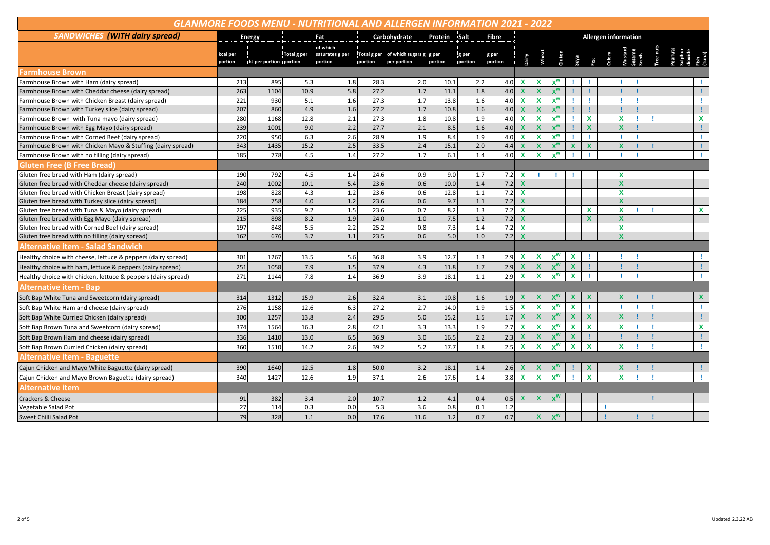# GLANMORE FOODS MENU - NUTRITIONAL AND ALLERGEN INFORMATION 2021 - 2022

| SANDWICHES (WITH dairy spread) | Energy | | Fat | | Carbohydrate | | Protein | Salt | Fibre | Allergen information | | | | | | | | | | | |
|---|---|---|---|---|---|---|---|---|---|---|---|---|---|---|---|---|---|---|---|---|---|
| | kcal per portion | kJ per portion | Total g per portion | of which saturates g per portion | Total g per portion | of which sugars g per portion | g per portion | g per portion | g per portion | Dairy | Wheat | Gluten | Soya | Egg | Celery | Mustard | Sesame Seeds | Tree nuts | Peanuts | Sulphur dioxide | Fish (Tuna) |
| **Farmhouse Brown** | | | | | | | | | | | | | | | | | | | | | |
| Farmhouse Brown with Ham (dairy spread) | 213 | 895 | 5.3 | 1.8 | 28.3 | 2.0 | 10.1 | 2.2 | 4.0 | X | X | $X^W$ | ! | ! | | ! | ! | | | | ! |
| Farmhouse Brown with Cheddar cheese (dairy spread) | 263 | 1104 | 10.9 | 5.8 | 27.2 | 1.7 | 11.1 | 1.8 | 4.0 | X | X | $X^W$ | ! | ! | | ! | ! | | | | ! |
| Farmhouse Brown with Chicken Breast (dairy spread) | 221 | 930 | 5.1 | 1.6 | 27.3 | 1.7 | 13.8 | 1.6 | 4.0 | X | X | $X^W$ | ! | ! | | ! | ! | | | | ! |
| Farmhouse Brown with Turkey slice (dairy spread) | 207 | 860 | 4.9 | 1.6 | 27.2 | 1.7 | 10.8 | 1.6 | 4.0 | X | X | $X^W$ | ! | ! | | ! | ! | | | | ! |
| Farmhouse Brown with Tuna mayo (dairy spread) | 280 | 1168 | 12.8 | 2.1 | 27.3 | 1.8 | 10.8 | 1.9 | 4.0 | X | X | $X^W$ | ! | X | | X | ! | ! | | | X |
| Farmhouse Brown with Egg Mayo (dairy spread) | 239 | 1001 | 9.0 | 2.2 | 27.7 | 2.1 | 8.5 | 1.6 | 4.0 | X | X | $X^W$ | ! | X | | X | ! | | | | ! |
| Farmhouse Brown with Corned Beef (dairy spread) | 220 | 950 | 6.3 | 2.6 | 28.9 | 1.9 | 8.4 | 1.9 | 4.0 | X | X | $X^W$ | ! | ! | | ! | ! | | | | ! |
| Farmhouse Brown with Chicken Mayo & Stuffing (dairy spread) | 343 | 1435 | 15.2 | 2.5 | 33.5 | 2.4 | 15.1 | 2.0 | 4.4 | X | X | $X^W$ | X | X | | X | ! | ! | | | ! |
| Farmhouse Brown with no filling (dairy spread) | 185 | 778 | 4.5 | 1.4 | 27.2 | 1.7 | 6.1 | 1.4 | 4.0 | X | X | $X^W$ | ! | ! | | ! | ! | | | | ! |
| **Gluten Free (B Free Bread)** | | | | | | | | | | | | | | | | | | | | | |
| Gluten free bread with Ham (dairy spread) | 190 | 792 | 4.5 | 1.4 | 24.6 | 0.9 | 9.0 | 1.7 | 7.2 | X | ! | ! | ! | | | X | | | | | |
| Gluten free bread with Cheddar cheese (dairy spread) | 240 | 1002 | 10.1 | 5.4 | 23.6 | 0.6 | 10.0 | 1.4 | 7.2 | X | | | | | | X | | | | | |
| Gluten free bread with Chicken Breast (dairy spread) | 198 | 828 | 4.3 | 1.2 | 23.6 | 0.6 | 12.8 | 1.1 | 7.2 | X | | | | | | X | | | | | |
| Gluten free bread with Turkey slice (dairy spread) | 184 | 758 | 4.0 | 1.2 | 23.6 | 0.6 | 9.7 | 1.1 | 7.2 | X | | | | | | X | | | | | |
| Gluten free bread with Tuna & Mayo (dairy spread) | 225 | 935 | 9.2 | 1.5 | 23.6 | 0.7 | 8.2 | 1.3 | 7.2 | X | | | | X | | X | ! | ! | | | X |
| Gluten free bread with Egg Mayo (dairy spread) | 215 | 898 | 8.2 | 1.9 | 24.0 | 1.0 | 7.5 | 1.2 | 7.2 | X | | | | X | | X | | | | | |
| Gluten free bread with Corned Beef (dairy spread) | 197 | 848 | 5.5 | 2.2 | 25.2 | 0.8 | 7.3 | 1.4 | 7.2 | X | | | | | | X | | | | | |
| Gluten free bread with no filling (dairy spread) | 162 | 676 | 3.7 | 1.1 | 23.5 | 0.6 | 5.0 | 1.0 | 7.2 | X | | | | | | X | | | | | |
| **Alternative item - Salad Sandwich** | | | | | | | | | | | | | | | | | | | | | |
| Healthy choice with cheese, lettuce & peppers (dairy spread) | 301 | 1267 | 13.5 | 5.6 | 36.8 | 3.9 | 12.7 | 1.3 | 2.9 | X | X | $X^W$ | X | ! | | ! | ! | | | | ! |
| Healthy choice with ham, lettuce & peppers (dairy spread) | 251 | 1058 | 7.9 | 1.5 | 37.9 | 4.3 | 11.8 | 1.7 | 2.9 | X | X | $X^W$ | X | ! | | ! | ! | | | | ! |
| Healthy choice with chicken, lettuce & peppers (dairy spread) | 271 | 1144 | 7.8 | 1.4 | 36.9 | 3.9 | 18.1 | 1.1 | 2.9 | X | X | $X^W$ | X | ! | | ! | ! | | | | ! |
| **Alternative item - Bap** | | | | | | | | | | | | | | | | | | | | | |
| Soft Bap White Tuna and Sweetcorn (dairy spread) | 314 | 1312 | 15.9 | 2.6 | 32.4 | 3.1 | 10.8 | 1.6 | 1.9 | X | X | $X^W$ | X | X | | X | ! | ! | | | X |
| Soft Bap White Ham and cheese (dairy spread) | 276 | 1158 | 12.6 | 6.3 | 27.2 | 2.7 | 14.0 | 1.9 | 1.5 | X | X | $X^W$ | X | ! | | ! | ! | ! | | | ! |
| Soft Bap White Curried Chicken (dairy spread) | 300 | 1257 | 13.8 | 2.4 | 29.5 | 5.0 | 15.2 | 1.5 | 1.7 | X | X | $X^W$ | X | X | | X | ! | ! | | | ! |
| Soft Bap Brown Tuna and Sweetcorn (dairy spread) | 374 | 1564 | 16.3 | 2.8 | 42.1 | 3.3 | 13.3 | 1.9 | 2.7 | X | X | $X^W$ | X | X | | X | ! | ! | | | X |
| Soft Bap Brown Ham and cheese (dairy spread) | 336 | 1410 | 13.0 | 6.5 | 36.9 | 3.0 | 16.5 | 2.2 | 2.3 | X | X | $X^W$ | X | ! | | ! | ! | ! | | | ! |
| Soft Bap Brown Curried Chicken (dairy spread) | 360 | 1510 | 14.2 | 2.6 | 39.2 | 5.2 | 17.7 | 1.8 | 2.5 | X | X | $X^W$ | X | X | | X | ! | ! | | | ! |
| **Alternative item - Baguette** | | | | | | | | | | | | | | | | | | | | | |
| Cajun Chicken and Mayo White Baguette (dairy spread) | 390 | 1640 | 12.5 | 1.8 | 50.0 | 3.2 | 18.1 | 1.4 | 2.6 | X | X | $X^W$ | ! | X | | X | ! | ! | | | ! |
| Cajun Chicken and Mayo Brown Baguette (dairy spread) | 340 | 1427 | 12.6 | 1.9 | 37.1 | 2.6 | 17.6 | 1.4 | 3.8 | X | X | $X^W$ | ! | X | | X | ! | ! | | | ! |
| **Alternative item** | | | | | | | | | | | | | | | | | | | | | |
| Crackers & Cheese | 91 | 382 | 3.4 | 2.0 | 10.7 | 1.2 | 4.1 | 0.4 | 0.5 | X | X | $X^W$ | | | | | | ! | | | |
| Vegetable Salad Pot | 27 | 114 | 0.3 | 0.0 | 5.3 | 3.6 | 0.8 | 0.1 | 1.2 | | | | | | ! | | | | | | |
| Sweet Chilli Salad Pot | 79 | 328 | 1.1 | 0.0 | 17.6 | 11.6 | 1.2 | 0.7 | 0.7 | | X | $X^W$ | | | ! | | ! | ! | | | |

Updated 2.3.22 AB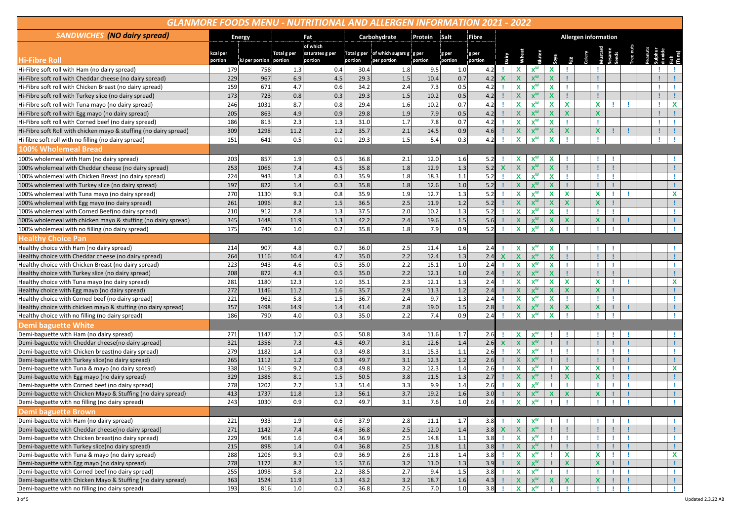# GLANMORE FOODS MENU - NUTRITIONAL AND ALLERGEN INFORMATION 2021 - 2022

| SANDWICHES (NO dairy spread) | Energy | | Fat | | Carbohydrate | | Protein | Salt | Fibre | Allergen information | | | | | | | | | | | |
|---|---|---|---|---|---|---|---|---|---|---|---|---|---|---|---|---|---|---|---|---|---|
| **Hi-Fibre Roll** | kcal per portion | kJ per portion | Total g per portion | of which saturates g per portion | Total g per portion | of which sugars g per portion | g per portion | g per portion | g per portion | Dairy | Wheat | Gluten | Soya | Egg | Celery | Mustard | Sesame Seeds | Tree nuts | Peanuts | Sulphur dioxide | Fish (Tuna) |
| Hi-Fibre soft roll with Ham (no dairy spread) | 179 | 758 | 1.3 | 0.4 | 30.4 | 1.8 | 9.5 | 1.0 | 4.2 | ! | X | $X^W$ | X | ! | | ! | | | | ! | ! |
| Hi-Fibre soft roll with Cheddar cheese (no dairy spread) | 229 | 967 | 6.9 | 4.5 | 29.3 | 1.5 | 10.4 | 0.7 | 4.2 | X | X | $X^W$ | X | ! | | ! | | | | ! | ! |
| Hi-Fibre soft roll with Chicken Breast (no dairy spread) | 159 | 671 | 4.7 | 0.6 | 34.2 | 2.4 | 7.3 | 0.5 | 4.2 | ! | X | $X^W$ | X | ! | | ! | | | | ! | ! |
| Hi-Fibre soft roll with Turkey slice (no dairy spread) | 173 | 723 | 0.8 | 0.3 | 29.3 | 1.5 | 10.2 | 0.5 | 4.2 | ! | X | $X^W$ | X | ! | | ! | | | | ! | ! |
| Hi-Fibre soft roll with Tuna mayo (no dairy spread) | 246 | 1031 | 8.7 | 0.8 | 29.4 | 1.6 | 10.2 | 0.7 | 4.2 | ! | X | $X^W$ | X | X | | X | ! | ! | | ! | X |
| Hi-Fibre soft roll with Egg mayo (no dairy spread) | 205 | 863 | 4.9 | 0.9 | 29.8 | 1.9 | 7.9 | 0.5 | 4.2 | ! | X | $X^W$ | X | X | | X | | | | ! | ! |
| Hi-Fibre soft roll with Corned beef (no dairy spread) | 186 | 813 | 2.3 | 1.3 | 31.0 | 1.7 | 7.8 | 0.7 | 4.2 | ! | X | $X^W$ | X | ! | | ! | | | | ! | ! |
| Hi-Fibre soft Roll with chicken mayo & stuffing (no dairy spread) | 309 | 1298 | 11.2 | 1.2 | 35.7 | 2.1 | 14.5 | 0.9 | 4.6 | ! | X | $X^W$ | X | X | | X | ! | ! | | ! | ! |
| Hi fibre soft roll with no filling (no dairy spread) | 151 | 641 | 0.5 | 0.1 | 29.3 | 1.5 | 5.4 | 0.3 | 4.2 | ! | X | $X^W$ | X | ! | | ! | | | | ! | ! |
| **100% Wholemeal Bread** | | | | | | | | | | | | | | | | | | | | | |
| 100% wholemeal with Ham (no dairy spread) | 203 | 857 | 1.9 | 0.5 | 36.8 | 2.1 | 12.0 | 1.6 | 5.2 | ! | X | $X^W$ | X | ! | | ! | ! | | | | ! |
| 100% wholemeal with Cheddar cheese (no dairy spread) | 253 | 1066 | 7.4 | 4.5 | 35.8 | 1.8 | 12.9 | 1.3 | 5.2 | X | X | $X^W$ | X | ! | | ! | ! | | | | ! |
| 100% wholemeal with Chicken Breast (no dairy spread) | 224 | 943 | 1.8 | 0.3 | 35.9 | 1.8 | 18.3 | 1.1 | 5.2 | ! | X | $X^W$ | X | ! | | ! | ! | | | | ! |
| 100% wholemeal with Turkey slice (no dairy spread) | 197 | 822 | 1.4 | 0.3 | 35.8 | 1.8 | 12.6 | 1.0 | 5.2 | ! | X | $X^W$ | X | ! | | ! | ! | | | | ! |
| 100% wholemeal with Tuna mayo (no dairy spread) | 270 | 1130 | 9.3 | 0.8 | 35.9 | 1.9 | 12.7 | 1.3 | 5.2 | ! | X | $X^W$ | X | X | | X | ! | ! | | | X |
| 100% wholemeal with Egg mayo (no dairy spread) | 261 | 1096 | 8.2 | 1.5 | 36.5 | 2.5 | 11.9 | 1.2 | 5.2 | ! | X | $X^W$ | X | X | | X | ! | | | | ! |
| 100% wholemeal with Corned Beef(no dairy spread) | 210 | 912 | 2.8 | 1.3 | 37.5 | 2.0 | 10.2 | 1.3 | 5.2 | ! | X | $X^W$ | X | ! | | ! | ! | | | | ! |
| 100% wholemeal with chicken mayo & stuffing (no dairy spread) | 345 | 1448 | 11.9 | 1.3 | 42.2 | 2.4 | 19.6 | 1.5 | 5.6 | ! | X | $X^W$ | X | X | | X | ! | ! | | | ! |
| 100% wholemeal with no filling (no dairy spread) | 175 | 740 | 1.0 | 0.2 | 35.8 | 1.8 | 7.9 | 0.9 | 5.2 | ! | X | $X^W$ | X | ! | | ! | ! | | | | ! |
| **Healthy Choice Pan** | | | | | | | | | | | | | | | | | | | | | |
| Healthy choice with Ham (no dairy spread) | 214 | 907 | 4.8 | 0.7 | 36.0 | 2.5 | 11.4 | 1.6 | 2.4 | ! | X | $X^W$ | X | ! | | ! | ! | | | | ! |
| Healthy choice with Cheddar cheese (no dairy spread) | 264 | 1116 | 10.4 | 4.7 | 35.0 | 2.2 | 12.4 | 1.3 | 2.4 | X | X | $X^W$ | X | ! | | ! | ! | | | | ! |
| Healthy choice with Chicken Breast (no dairy spread) | 223 | 943 | 4.6 | 0.5 | 35.0 | 2.2 | 15.1 | 1.0 | 2.4 | ! | X | $X^W$ | X | ! | | ! | ! | | | | ! |
| Healthy choice with Turkey slice (no dairy spread) | 208 | 872 | 4.3 | 0.5 | 35.0 | 2.2 | 12.1 | 1.0 | 2.4 | ! | X | $X^W$ | X | ! | | ! | ! | | | | ! |
| Healthy choice with Tuna mayo (no dairy spread) | 281 | 1180 | 12.3 | 1.0 | 35.1 | 2.3 | 12.1 | 1.3 | 2.4 | ! | X | $X^W$ | X | X | | X | ! | ! | | | X |
| Healthy choice with Egg mayo (no dairy spread) | 272 | 1146 | 11.2 | 1.6 | 35.7 | 2.9 | 11.3 | 1.2 | 2.4 | ! | X | $X^W$ | X | X | | X | ! | | | | ! |
| Healthy choice with Corned beef (no dairy spread) | 221 | 962 | 5.8 | 1.5 | 36.7 | 2.4 | 9.7 | 1.3 | 2.4 | ! | X | $X^W$ | X | ! | | ! | ! | | | | ! |
| Healthy choice with chicken mayo & stuffing (no dairy spread) | 357 | 1498 | 14.9 | 1.4 | 41.4 | 2.8 | 19.0 | 1.5 | 2.8 | ! | X | $X^W$ | X | X | | X | ! | ! | | | ! |
| Healthy choice with no filling (no dairy spread) | 186 | 790 | 4.0 | 0.3 | 35.0 | 2.2 | 7.4 | 0.9 | 2.4 | ! | X | $X^W$ | X | ! | | ! | ! | | | | ! |
| **Demi baguette White** | | | | | | | | | | | | | | | | | | | | | |
| Demi-baguette with Ham (no dairy spread) | 271 | 1147 | 1.7 | 0.5 | 50.8 | 3.4 | 11.6 | 1.7 | 2.6 | ! | X | $X^W$ | ! | ! | | ! | ! | ! | | | ! |
| Demi-baguette with Cheddar cheese(no dairy spread) | 321 | 1356 | 7.3 | 4.5 | 49.7 | 3.1 | 12.6 | 1.4 | 2.6 | X | X | $X^W$ | ! | ! | | ! | ! | ! | | | ! |
| Demi-baguette with Chicken breast(no dairy spread) | 279 | 1182 | 1.4 | 0.3 | 49.8 | 3.1 | 15.3 | 1.1 | 2.6 | ! | X | $X^W$ | ! | ! | | ! | ! | ! | | | ! |
| Demi-baguette with Turkey slice(no dairy spread) | 265 | 1112 | 1.2 | 0.3 | 49.7 | 3.1 | 12.3 | 1.2 | 2.6 | ! | X | $X^W$ | ! | ! | | ! | ! | ! | | | ! |
| Demi-baguette with Tuna & mayo (no dairy spread) | 338 | 1419 | 9.2 | 0.8 | 49.8 | 3.2 | 12.3 | 1.4 | 2.6 | ! | X | $X^W$ | ! | X | | X | ! | ! | | | X |
| Demi-baguette with Egg mayo (no dairy spread) | 329 | 1386 | 8.1 | 1.5 | 50.5 | 3.8 | 11.5 | 1.3 | 2.7 | ! | X | $X^W$ | ! | X | | X | ! | ! | | | ! |
| Demi-baguette with Corned beef (no dairy spread) | 278 | 1202 | 2.7 | 1.3 | 51.4 | 3.3 | 9.9 | 1.4 | 2.6 | ! | X | $X^W$ | ! | ! | | ! | ! | ! | | | ! |
| Demi-baguette with Chicken Mayo & Stuffing (no dairy spread) | 413 | 1737 | 11.8 | 1.3 | 56.1 | 3.7 | 19.2 | 1.6 | 3.0 | ! | X | $X^W$ | X | X | | X | ! | ! | | | ! |
| Demi-baguette with no filling (no dairy spread) | 243 | 1030 | 0.9 | 0.2 | 49.7 | 3.1 | 7.6 | 1.0 | 2.6 | ! | X | $X^W$ | ! | ! | | ! | ! | ! | | | ! |
| **Demi baguette Brown** | | | | | | | | | | | | | | | | | | | | | |
| Demi-baguette with Ham (no dairy spread) | 221 | 933 | 1.9 | 0.6 | 37.9 | 2.8 | 11.1 | 1.7 | 3.8 | ! | X | $X^W$ | ! | ! | | ! | ! | ! | | | ! |
| Demi-baguette with Cheddar cheese(no dairy spread) | 271 | 1142 | 7.4 | 4.6 | 36.8 | 2.5 | 12.0 | 1.4 | 3.8 | X | X | $X^W$ | ! | ! | | ! | ! | ! | | | ! |
| Demi-baguette with Chicken breast(no dairy spread) | 229 | 968 | 1.6 | 0.4 | 36.9 | 2.5 | 14.8 | 1.1 | 3.8 | ! | X | $X^W$ | ! | ! | | ! | ! | ! | | | ! |
| Demi-baguette with Turkey slice(no dairy spread) | 215 | 898 | 1.4 | 0.4 | 36.8 | 2.5 | 11.8 | 1.1 | 3.8 | ! | X | $X^W$ | ! | ! | | ! | ! | ! | | | ! |
| Demi-baguette with Tuna & mayo (no dairy spread) | 288 | 1206 | 9.3 | 0.9 | 36.9 | 2.6 | 11.8 | 1.4 | 3.8 | ! | X | $X^W$ | ! | X | | X | ! | ! | | | X |
| Demi-baguette with Egg mayo (no dairy spread) | 278 | 1172 | 8.2 | 1.5 | 37.6 | 3.2 | 11.0 | 1.3 | 3.9 | ! | X | $X^W$ | ! | X | | X | ! | ! | | | ! |
| Demi-baguette with Corned beef (no dairy spread) | 255 | 1098 | 5.8 | 2.2 | 38.5 | 2.7 | 9.4 | 1.5 | 3.8 | ! | X | $X^W$ | ! | ! | | ! | ! | ! | | | ! |
| Demi-baguette with Chicken Mayo & Stuffing (no dairy spread) | 363 | 1524 | 11.9 | 1.3 | 43.2 | 3.2 | 18.7 | 1.6 | 4.3 | ! | X | $X^W$ | X | X | | X | ! | ! | | | ! |
| Demi-baguette with no filling (no dairy spread) | 193 | 816 | 1.0 | 0.2 | 36.8 | 2.5 | 7.0 | 1.0 | 3.8 | ! | X | $X^W$ | ! | ! | | ! | ! | ! | | | ! |

Updated 2.3.22 AB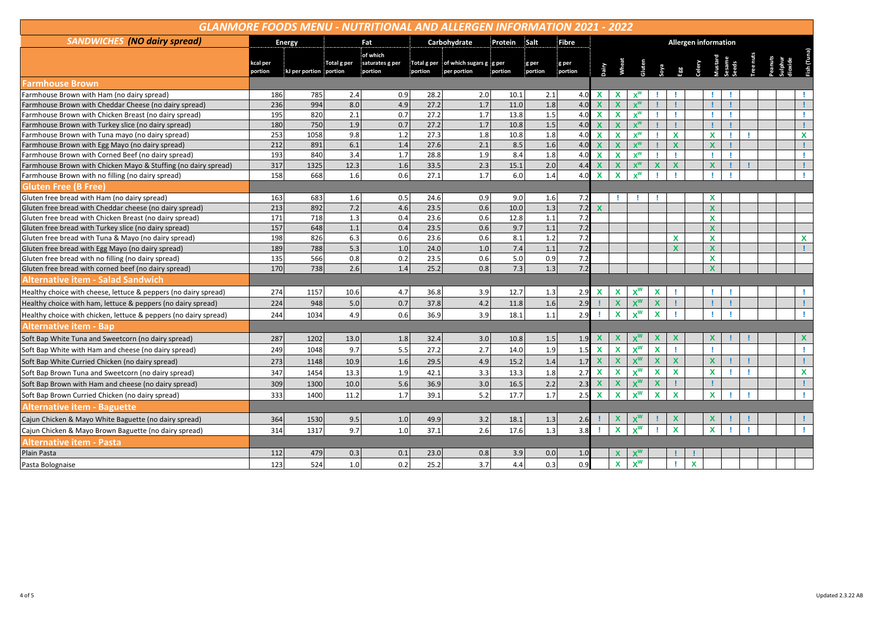# GLANMORE FOODS MENU - NUTRITIONAL AND ALLERGEN INFORMATION 2021 - 2022

| SANDWICHES (NO dairy spread) | Energy | | Fat | | Carbohydrate | | Protein | Salt | Fibre | Allergen information | | | | | | | | | | | |
|---|---|---|---|---|---|---|---|---|---|---|---|---|---|---|---|---|---|---|---|---|---|
| | kcal per portion | kJ per portion | Total g per portion | of which saturates g per portion | Total g per portion | of which sugars g per portion | g per portion | g per portion | g per portion | Dairy | Wheat | Gluten | Soya | Egg | Celery | Mustard | Sesame Seeds | Tree nuts | Peanuts | Sulphur dioxide | Fish (Tuna) |
| **Farmhouse Brown** | | | | | | | | | | | | | | | | | | | | | |
| Farmhouse Brown with Ham (no dairy spread) | 186 | 785 | 2.4 | 0.9 | 28.2 | 2.0 | 10.1 | 2.1 | 4.0 | X | X | $X^W$ | ! | ! | | ! | ! | | | | ! |
| Farmhouse Brown with Cheddar Cheese (no dairy spread) | 236 | 994 | 8.0 | 4.9 | 27.2 | 1.7 | 11.0 | 1.8 | 4.0 | X | X | $X^W$ | ! | ! | | ! | ! | | | | ! |
| Farmhouse Brown with Chicken Breast (no dairy spread) | 195 | 820 | 2.1 | 0.7 | 27.2 | 1.7 | 13.8 | 1.5 | 4.0 | X | X | $X^W$ | ! | ! | | ! | ! | | | | ! |
| Farmhouse Brown with Turkey slice (no dairy spread) | 180 | 750 | 1.9 | 0.7 | 27.2 | 1.7 | 10.8 | 1.5 | 4.0 | X | X | $X^W$ | ! | ! | | ! | ! | | | | ! |
| Farmhouse Brown with Tuna mayo (no dairy spread) | 253 | 1058 | 9.8 | 1.2 | 27.3 | 1.8 | 10.8 | 1.8 | 4.0 | X | X | $X^W$ | ! | X | | X | ! | ! | | | X |
| Farmhouse Brown with Egg Mayo (no dairy spread) | 212 | 891 | 6.1 | 1.4 | 27.6 | 2.1 | 8.5 | 1.6 | 4.0 | X | X | $X^W$ | ! | X | | X | ! | | | | ! |
| Farmhouse Brown with Corned Beef (no dairy spread) | 193 | 840 | 3.4 | 1.7 | 28.8 | 1.9 | 8.4 | 1.8 | 4.0 | X | X | $X^W$ | ! | ! | | ! | ! | | | | ! |
| Farmhouse Brown with Chicken Mayo & Stuffing (no dairy spread) | 317 | 1325 | 12.3 | 1.6 | 33.5 | 2.3 | 15.1 | 2.0 | 4.4 | X | X | $X^W$ | X | X | | X | ! | ! | | | ! |
| Farmhouse Brown with no filling (no dairy spread) | 158 | 668 | 1.6 | 0.6 | 27.1 | 1.7 | 6.0 | 1.4 | 4.0 | X | X | $X^W$ | ! | ! | | ! | ! | | | | ! |
| **Gluten Free (B Free)** | | | | | | | | | | | | | | | | | | | | | |
| Gluten free bread with Ham (no dairy spread) | 163 | 683 | 1.6 | 0.5 | 24.6 | 0.9 | 9.0 | 1.6 | 7.2 | | ! | ! | ! | | | X | | | | | |
| Gluten free bread with Cheddar cheese (no dairy spread) | 213 | 892 | 7.2 | 4.6 | 23.5 | 0.6 | 10.0 | 1.3 | 7.2 | X | | | | | | X | | | | | |
| Gluten free bread with Chicken Breast (no dairy spread) | 171 | 718 | 1.3 | 0.4 | 23.6 | 0.6 | 12.8 | 1.1 | 7.2 | | | | | | | X | | | | | |
| Gluten free bread with Turkey slice (no dairy spread) | 157 | 648 | 1.1 | 0.4 | 23.5 | 0.6 | 9.7 | 1.1 | 7.2 | | | | | | | X | | | | | |
| Gluten free bread with Tuna & Mayo (no dairy spread) | 198 | 826 | 6.3 | 0.6 | 23.6 | 0.6 | 8.1 | 1.2 | 7.2 | | | | | X | | X | | | | | X |
| Gluten free bread with Egg Mayo (no dairy spread) | 189 | 788 | 5.3 | 1.0 | 24.0 | 1.0 | 7.4 | 1.1 | 7.2 | | | | | X | | X | | | | | ! |
| Gluten free bread with no filling (no dairy spread) | 135 | 566 | 0.8 | 0.2 | 23.5 | 0.6 | 5.0 | 0.9 | 7.2 | | | | | | | X | | | | | |
| Gluten free bread with corned beef (no dairy spread) | 170 | 738 | 2.6 | 1.4 | 25.2 | 0.8 | 7.3 | 1.3 | 7.2 | | | | | | | X | | | | | |
| **Alternative item - Salad Sandwich** | | | | | | | | | | | | | | | | | | | | | |
| Healthy choice with cheese, lettuce & peppers (no dairy spread) | 274 | 1157 | 10.6 | 4.7 | 36.8 | 3.9 | 12.7 | 1.3 | 2.9 | X | X | $X^W$ | X | ! | | ! | ! | | | | ! |
| Healthy choice with ham, lettuce & peppers (no dairy spread) | 224 | 948 | 5.0 | 0.7 | 37.8 | 4.2 | 11.8 | 1.6 | 2.9 | ! | X | $X^W$ | X | ! | | ! | ! | | | | ! |
| Healthy choice with chicken, lettuce & peppers (no dairy spread) | 244 | 1034 | 4.9 | 0.6 | 36.9 | 3.9 | 18.1 | 1.1 | 2.9 | ! | X | $X^W$ | X | ! | | ! | ! | | | | ! |
| **Alternative item - Bap** | | | | | | | | | | | | | | | | | | | | | |
| Soft Bap White Tuna and Sweetcorn (no dairy spread) | 287 | 1202 | 13.0 | 1.8 | 32.4 | 3.0 | 10.8 | 1.5 | 1.9 | X | X | $X^W$ | X | X | | X | ! | ! | | | X |
| Soft Bap White with Ham and cheese (no dairy spread) | 249 | 1048 | 9.7 | 5.5 | 27.2 | 2.7 | 14.0 | 1.9 | 1.5 | X | X | $X^W$ | X | ! | | ! | | | | | ! |
| Soft Bap White Curried Chicken (no dairy spread) | 273 | 1148 | 10.9 | 1.6 | 29.5 | 4.9 | 15.2 | 1.4 | 1.7 | X | X | $X^W$ | X | X | | X | ! | ! | | | ! |
| Soft Bap Brown Tuna and Sweetcorn (no dairy spread) | 347 | 1454 | 13.3 | 1.9 | 42.1 | 3.3 | 13.3 | 1.8 | 2.7 | X | X | $X^W$ | X | X | | X | ! | ! | | | X |
| Soft Bap Brown with Ham and cheese (no dairy spread) | 309 | 1300 | 10.0 | 5.6 | 36.9 | 3.0 | 16.5 | 2.2 | 2.3 | X | X | $X^W$ | X | ! | | ! | | | | | ! |
| Soft Bap Brown Curried Chicken (no dairy spread) | 333 | 1400 | 11.2 | 1.7 | 39.1 | 5.2 | 17.7 | 1.7 | 2.5 | X | X | $X^W$ | X | X | | X | ! | ! | | | ! |
| **Alternative item - Baguette** | | | | | | | | | | | | | | | | | | | | | |
| Cajun Chicken & Mayo White Baguette (no dairy spread) | 364 | 1530 | 9.5 | 1.0 | 49.9 | 3.2 | 18.1 | 1.3 | 2.6 | ! | X | $X^W$ | ! | X | | X | ! | ! | | | ! |
| Cajun Chicken & Mayo Brown Baguette (no dairy spread) | 314 | 1317 | 9.7 | 1.0 | 37.1 | 2.6 | 17.6 | 1.3 | 3.8 | ! | X | $X^W$ | ! | X | | X | ! | ! | | | ! |
| **Alternative item - Pasta** | | | | | | | | | | | | | | | | | | | | | |
| Plain Pasta | 112 | 479 | 0.3 | 0.1 | 23.0 | 0.8 | 3.9 | 0.0 | 1.0 | | X | $X^W$ | | ! | ! | | | | | | |
| Pasta Bolognaise | 123 | 524 | 1.0 | 0.2 | 25.2 | 3.7 | 4.4 | 0.3 | 0.9 | | X | $X^W$ | | ! | X | | | | | | |

Updated 2.3.22 AB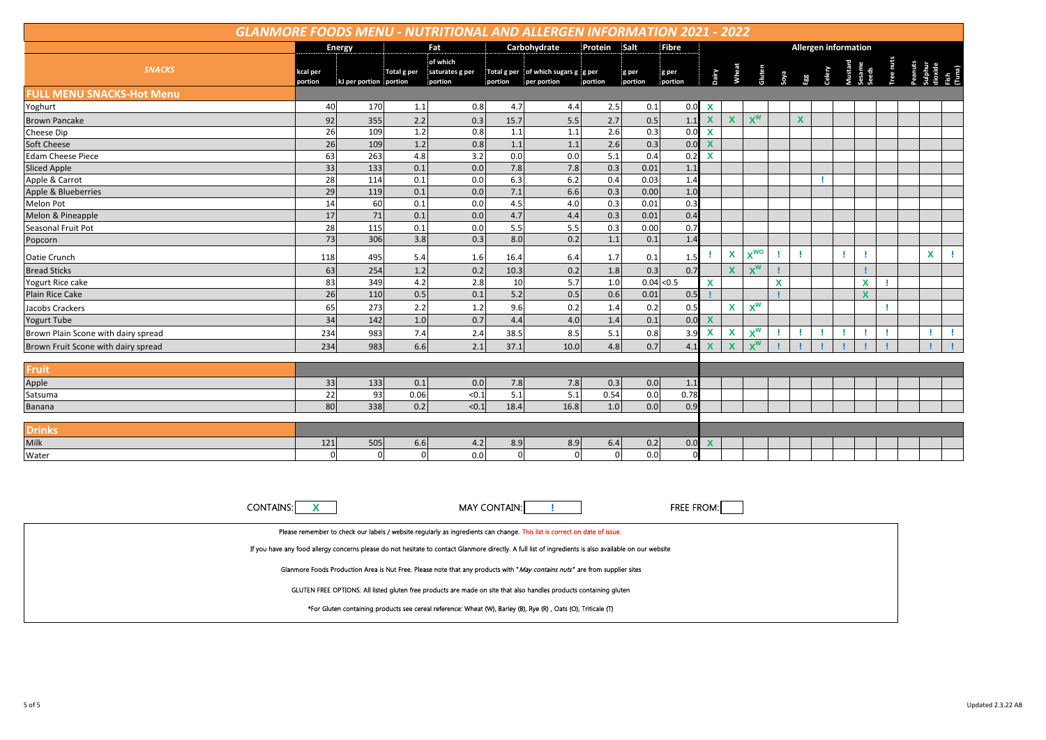# GLANMORE FOODS MENU - NUTRITIONAL AND ALLERGEN INFORMATION 2021 - 2022

| SNACKS | Energy | | Fat | | Carbohydrate | | Protein | Salt | Fibre | Allergen information | | | | | | | | | | | |
|---|---|---|---|---|---|---|---|---|---|---|---|---|---|---|---|---|---|---|---|---|---|
| | kcal per portion | kJ per portion | Total g per portion | of which saturates g per portion | Total g per portion | of which sugars g per portion | g per portion | g per portion | g per portion | Dairy | Wheat | Gluten | Soya | Egg | Celery | Mustard | Sesame Seeds | Tree nuts | Peanuts | Sulphur dioxide | Fish (Tuna) |
| **FULL MENU SNACKS-Hot Menu** | | | | | | | | | | | | | | | | | | | | | |
| Yoghurt | 40 | 170 | 1.1 | 0.8 | 4.7 | 4.4 | 2.5 | 0.1 | 0.0 | X | | | | | | | | | | | |
| Brown Pancake | 92 | 355 | 2.2 | 0.3 | 15.7 | 5.5 | 2.7 | 0.5 | 1.1 | X | X | $X^W$ | | X | | | | | | | |
| Cheese Dip | 26 | 109 | 1.2 | 0.8 | 1.1 | 1.1 | 2.6 | 0.3 | 0.0 | X | | | | | | | | | | | |
| Soft Cheese | 26 | 109 | 1.2 | 0.8 | 1.1 | 1.1 | 2.6 | 0.3 | 0.0 | X | | | | | | | | | | | |
| Edam Cheese Piece | 63 | 263 | 4.8 | 3.2 | 0.0 | 0.0 | 5.1 | 0.4 | 0.2 | X | | | | | | | | | | | |
| Sliced Apple | 33 | 133 | 0.1 | 0.0 | 7.8 | 7.8 | 0.3 | 0.01 | 1.1 | | | | | | | | | | | | |
| Apple & Carrot | 28 | 114 | 0.1 | 0.0 | 6.3 | 6.2 | 0.4 | 0.03 | 1.4 | | | | | | ! | | | | | | |
| Apple & Blueberries | 29 | 119 | 0.1 | 0.0 | 7.1 | 6.6 | 0.3 | 0.00 | 1.0 | | | | | | | | | | | | |
| Melon Pot | 14 | 60 | 0.1 | 0.0 | 4.5 | 4.0 | 0.3 | 0.01 | 0.3 | | | | | | | | | | | | |
| Melon & Pineapple | 17 | 71 | 0.1 | 0.0 | 4.7 | 4.4 | 0.3 | 0.01 | 0.4 | | | | | | | | | | | | |
| Seasonal Fruit Pot | 28 | 115 | 0.1 | 0.0 | 5.5 | 5.5 | 0.3 | 0.00 | 0.7 | | | | | | | | | | | | |
| Popcorn | 73 | 306 | 3.8 | 0.3 | 8.0 | 0.2 | 1.1 | 0.1 | 1.4 | | | | | | | | | | | | |
| Oatie Crunch | 118 | 495 | 5.4 | 1.6 | 16.4 | 6.4 | 1.7 | 0.1 | 1.5 | ! | X | $X^{WO}$ | ! | ! | | ! | ! | | | X | ! |
| Bread Sticks | 63 | 254 | 1.2 | 0.2 | 10.3 | 0.2 | 1.8 | 0.3 | 0.7 | | X | $X^W$ | ! | | | | ! | | | | |
| Yogurt Rice cake | 83 | 349 | 4.2 | 2.8 | 10 | 5.7 | 1.0 | 0.04 | <0.5 | X | | | X | | | | X | ! | | | |
| Plain Rice Cake | 26 | 110 | 0.5 | 0.1 | 5.2 | 0.5 | 0.6 | 0.01 | 0.5 | ! | | | ! | | | | X | | | | |
| Jacobs Crackers | 65 | 273 | 2.2 | 1.2 | 9.6 | 0.2 | 1.4 | 0.2 | 0.5 | | X | $X^W$ | | | | | | ! | | | |
| Yogurt Tube | 34 | 142 | 1.0 | 0.7 | 4.4 | 4.0 | 1.4 | 0.1 | 0.0 | X | | | | | | | | | | | |
| Brown Plain Scone with dairy spread | 234 | 983 | 7.4 | 2.4 | 38.5 | 8.5 | 5.1 | 0.8 | 3.9 | X | X | $X^W$ | ! | ! | ! | ! | ! | ! | | ! | ! |
| Brown Fruit Scone with dairy spread | 234 | 983 | 6.6 | 2.1 | 37.1 | 10.0 | 4.8 | 0.7 | 4.1 | X | X | $X^W$ | ! | ! | ! | ! | ! | ! | | ! | ! |
| **Fruit** | | | | | | | | | | | | | | | | | | | | | |
| Apple | 33 | 133 | 0.1 | 0.0 | 7.8 | 7.8 | 0.3 | 0.0 | 1.1 | | | | | | | | | | | | |
| Satsuma | 22 | 93 | 0.06 | <0.1 | 5.1 | 5.1 | 0.54 | 0.0 | 0.78 | | | | | | | | | | | | |
| Banana | 80 | 338 | 0.2 | <0.1 | 18.4 | 16.8 | 1.0 | 0.0 | 0.9 | | | | | | | | | | | | |
| **Drinks** | | | | | | | | | | | | | | | | | | | | | |
| Milk | 121 | 505 | 6.6 | 4.2 | 8.9 | 8.9 | 6.4 | 0.2 | 0.0 | X | | | | | | | | | | | |
| Water | 0 | 0 | 0 | 0.0 | 0 | 0 | 0 | 0.0 | 0 | | | | | | | | | | | | |

CONTAINS: X    MAY CONTAIN: !    FREE FROM: (blank)

Please remember to check our labels / website regularly as ingredients can change. This list is correct on date of issue.

If you have any food allergy concerns please do not hesitate to contact Glanmore directly. A full list of ingredients is also available on our website

Glanmore Foods Production Area is Nut Free. Please note that any products with "*May contains nuts*" are from supplier sites

GLUTEN FREE OPTIONS: All listed gluten free products are made on site that also handles products containing gluten

*For Gluten containing products see cereal reference: Wheat (W), Barley (B), Rye (R) , Oats (O), Triticale (T)